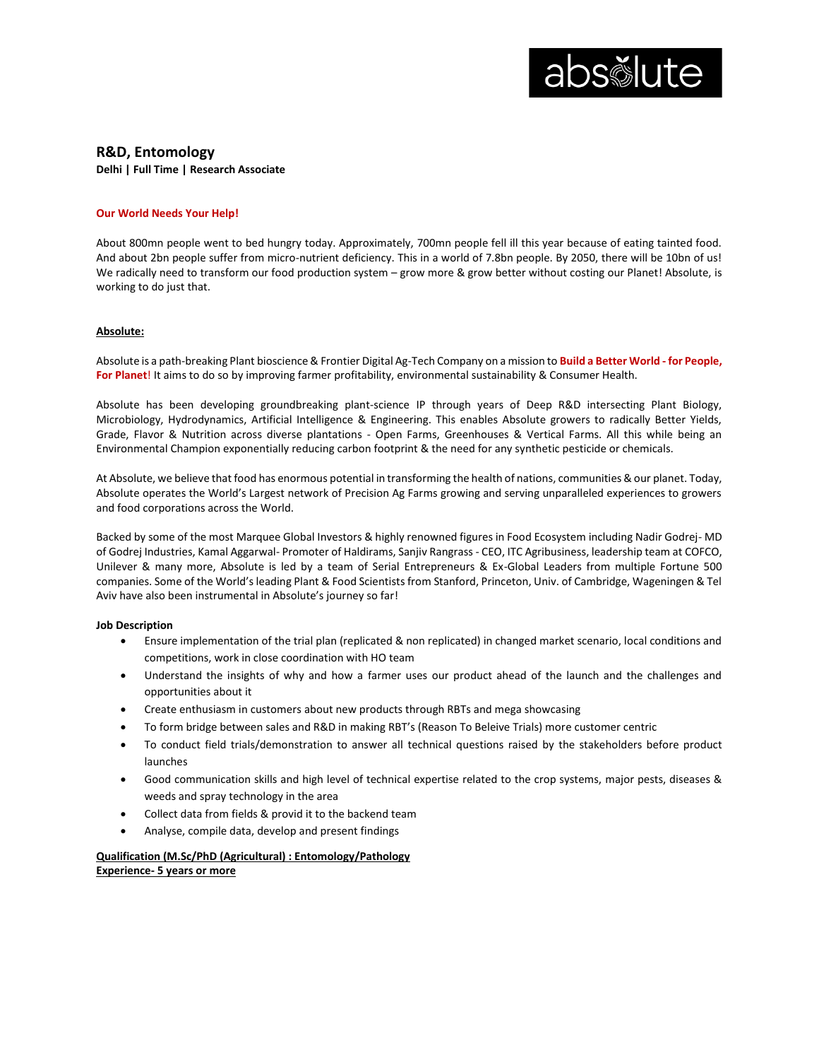absolute

## R&D, Entomology

**Delhi | Full Time | Research Associate**

**Our World Needs Your Help!**

About 800mn people went to bed hungry today. Approximately, 700mn people fell ill this year because of eating tainted food. And about 2bn people suffer from micro-nutrient deficiency. This in a world of 7.8bn people. By 2050, there will be 10bn of us! We radically need to transform our food production system – grow more & grow better without costing our Planet! Absolute, is working to do just that.

**Absolute:**

Absolute is a path-breaking Plant bioscience & Frontier Digital Ag-Tech Company on a mission to **Build a Better World - for People, For Planet**! It aims to do so by improving farmer profitability, environmental sustainability & Consumer Health.

Absolute has been developing groundbreaking plant-science IP through years of Deep R&D intersecting Plant Biology, Microbiology, Hydrodynamics, Artificial Intelligence & Engineering. This enables Absolute growers to radically Better Yields, Grade, Flavor & Nutrition across diverse plantations - Open Farms, Greenhouses & Vertical Farms. All this while being an Environmental Champion exponentially reducing carbon footprint & the need for any synthetic pesticide or chemicals.

At Absolute, we believe that food has enormous potential in transforming the health of nations, communities & our planet. Today, Absolute operates the World's Largest network of Precision Ag Farms growing and serving unparalleled experiences to growers and food corporations across the World.

Backed by some of the most Marquee Global Investors & highly renowned figures in Food Ecosystem including Nadir Godrej- MD of Godrej Industries, Kamal Aggarwal- Promoter of Haldirams, Sanjiv Rangrass - CEO, ITC Agribusiness, leadership team at COFCO, Unilever & many more, Absolute is led by a team of Serial Entrepreneurs & Ex-Global Leaders from multiple Fortune 500 companies. Some of the World's leading Plant & Food Scientists from Stanford, Princeton, Univ. of Cambridge, Wageningen & Tel Aviv have also been instrumental in Absolute's journey so far!

**Job Description**

- Ensure implementation of the trial plan (replicated & non replicated) in changed market scenario, local conditions and competitions, work in close coordination with HO team
- Understand the insights of why and how a farmer uses our product ahead of the launch and the challenges and opportunities about it
- Create enthusiasm in customers about new products through RBTs and mega showcasing
- To form bridge between sales and R&D in making RBT's (Reason To Beleive Trials) more customer centric
- To conduct field trials/demonstration to answer all technical questions raised by the stakeholders before product launches
- Good communication skills and high level of technical expertise related to the crop systems, major pests, diseases & weeds and spray technology in the area
- Collect data from fields & provid it to the backend team
- Analyse, compile data, develop and present findings

**Qualification (M.Sc/PhD (Agricultural) : Entomology/Pathology**
**Experience- 5 years or more**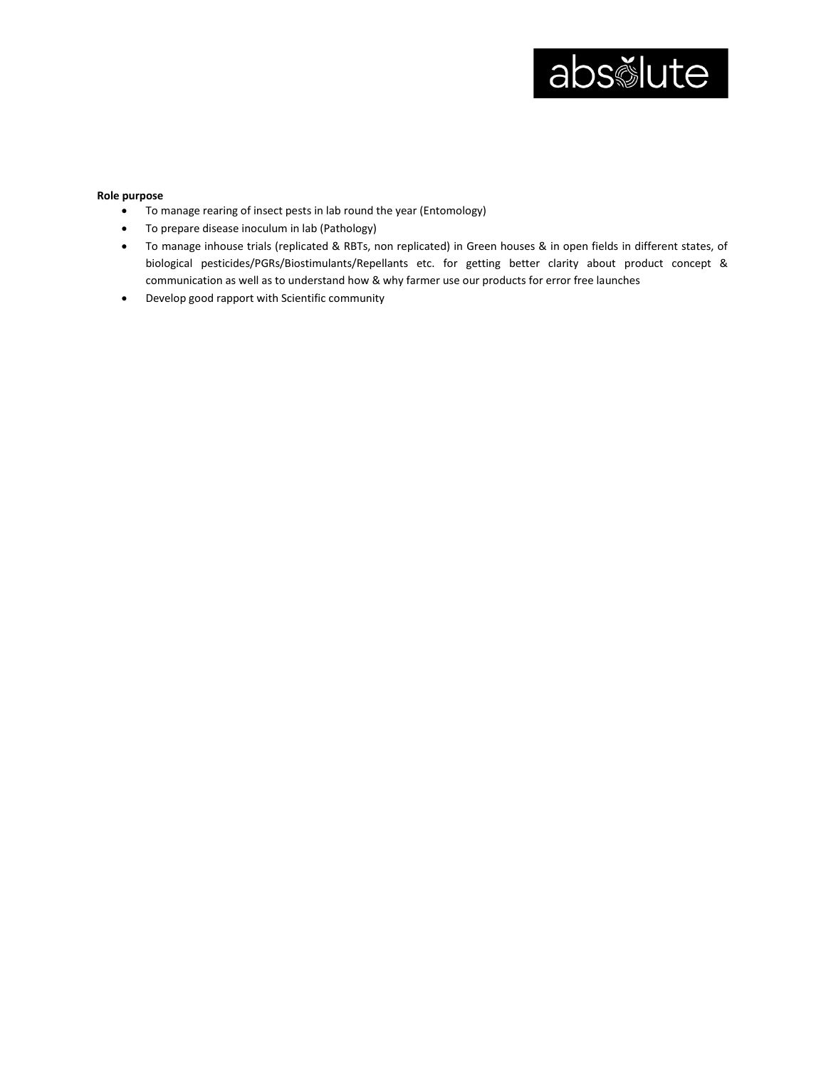**Role purpose**

- To manage rearing of insect pests in lab round the year (Entomology)
- To prepare disease inoculum in lab (Pathology)
- To manage inhouse trials (replicated & RBTs, non replicated) in Green houses & in open fields in different states, of biological pesticides/PGRs/Biostimulants/Repellants etc. for getting better clarity about product concept & communication as well as to understand how & why farmer use our products for error free launches
- Develop good rapport with Scientific community